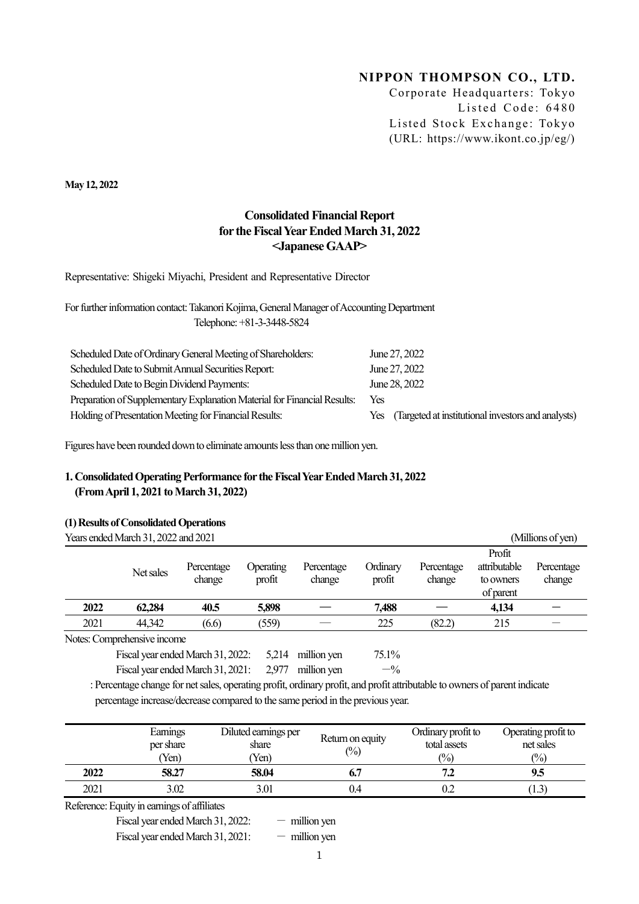**NIPPON THOMPSON CO., LTD.**
Corporate Headquarters: Tokyo
Listed Code: 6480
Listed Stock Exchange: Tokyo
(URL: https://www.ikont.co.jp/eg/)

**May 12, 2022**

# Consolidated Financial Report for the Fiscal Year Ended March 31, 2022 <Japanese GAAP>

Representative: Shigeki Miyachi, President and Representative Director

For further information contact: Takanori Kojima, General Manager of Accounting Department
Telephone: +81-3-3448-5824

| | |
|---|---|
| Scheduled Date of Ordinary General Meeting of Shareholders: | June 27, 2022 |
| Scheduled Date to Submit Annual Securities Report: | June 27, 2022 |
| Scheduled Date to Begin Dividend Payments: | June 28, 2022 |
| Preparation of Supplementary Explanation Material for Financial Results: | Yes |
| Holding of Presentation Meeting for Financial Results: | Yes (Targeted at institutional investors and analysts) |

Figures have been rounded down to eliminate amounts less than one million yen.

## 1. Consolidated Operating Performance for the Fiscal Year Ended March 31, 2022 (From April 1, 2021 to March 31, 2022)

### (1) Results of Consolidated Operations

Years ended March 31, 2022 and 2021 (Millions of yen)

| | Net sales | Percentage change | Operating profit | Percentage change | Ordinary profit | Percentage change | Profit attributable to owners of parent | Percentage change |
|---|---|---|---|---|---|---|---|---|
| **2022** | **62,284** | **40.5** | **5,898** | **—** | **7,488** | **—** | **4,134** | **—** |
| 2021 | 44,342 | (6.6) | (559) | — | 225 | (82.2) | 215 | — |

Notes: Comprehensive income

Fiscal year ended March 31, 2022: 5,214 million yen 75.1%
Fiscal year ended March 31, 2021: 2,977 million yen —%

: Percentage change for net sales, operating profit, ordinary profit, and profit attributable to owners of parent indicate percentage increase/decrease compared to the same period in the previous year.

| | Earnings per share (Yen) | Diluted earnings per share (Yen) | Return on equity (%) | Ordinary profit to total assets (%) | Operating profit to net sales (%) |
|---|---|---|---|---|---|
| **2022** | **58.27** | **58.04** | **6.7** | **7.2** | **9.5** |
| 2021 | 3.02 | 3.01 | 0.4 | 0.2 | (1.3) |

Reference: Equity in earnings of affiliates

Fiscal year ended March 31, 2022: — million yen
Fiscal year ended March 31, 2021: — million yen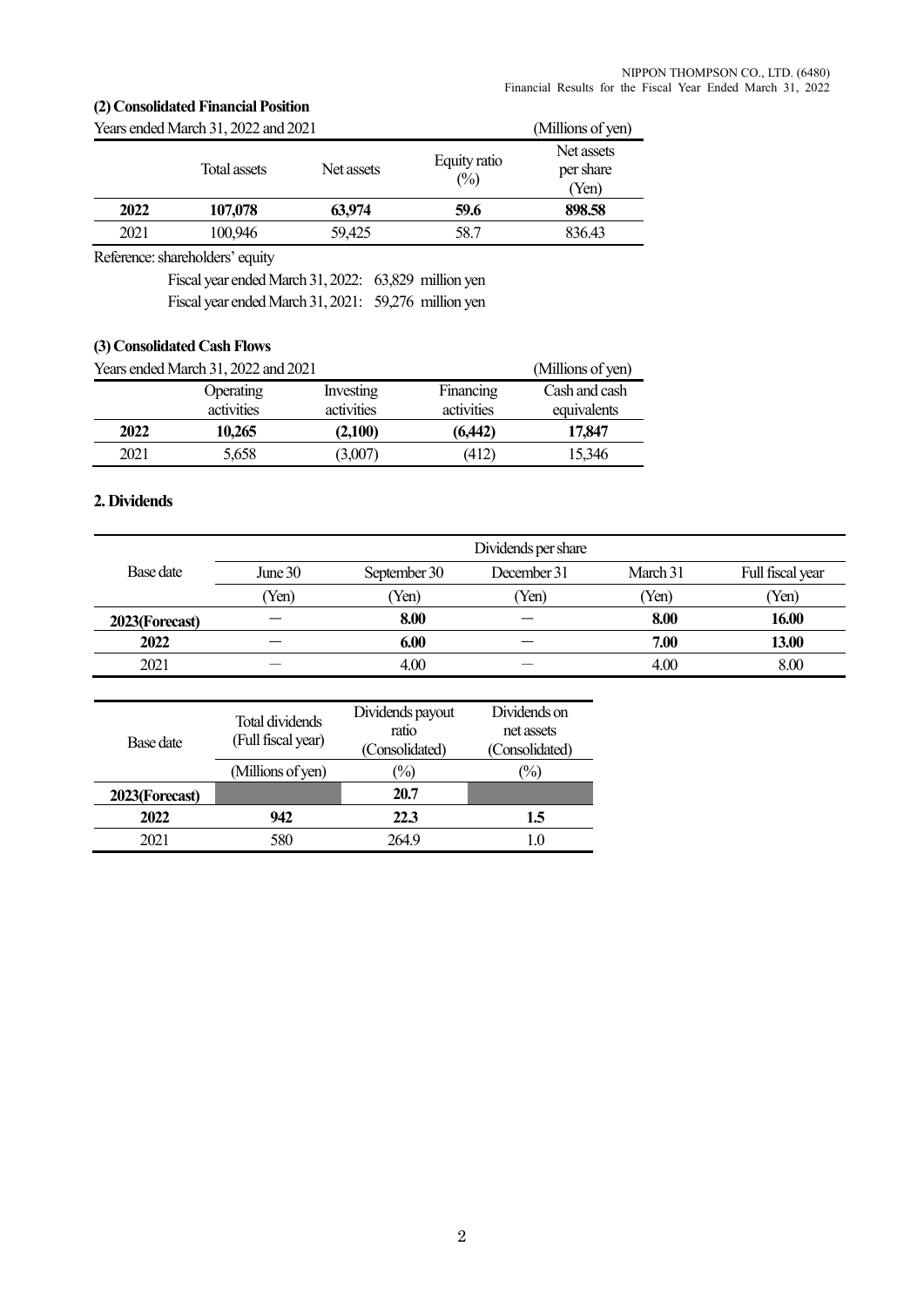### (2) Consolidated Financial Position

Years ended March 31, 2022 and 2021 (Millions of yen)

| | Total assets | Net assets | Equity ratio (%) | Net assets per share (Yen) |
|---|---|---|---|---|
| **2022** | **107,078** | **63,974** | **59.6** | **898.58** |
| 2021 | 100,946 | 59,425 | 58.7 | 836.43 |

Reference: shareholders' equity

Fiscal year ended March 31, 2022: 63,829 million yen

Fiscal year ended March 31, 2021: 59,276 million yen

### (3) Consolidated Cash Flows

Years ended March 31, 2022 and 2021 (Millions of yen)

| | Operating activities | Investing activities | Financing activities | Cash and cash equivalents |
|---|---|---|---|---|
| **2022** | **10,265** | **(2,100)** | **(6,442)** | **17,847** |
| 2021 | 5,658 | (3,007) | (412) | 15,346 |

## 2. Dividends

| Base date | Dividends per share | | | | |
|---|---|---|---|---|---|
| | June 30 | September 30 | December 31 | March 31 | Full fiscal year |
| | (Yen) | (Yen) | (Yen) | (Yen) | (Yen) |
| **2023(Forecast)** | — | **8.00** | — | **8.00** | **16.00** |
| **2022** | — | **6.00** | — | **7.00** | **13.00** |
| 2021 | — | 4.00 | — | 4.00 | 8.00 |

| Base date | Total dividends (Full fiscal year) | Dividends payout ratio (Consolidated) | Dividends on net assets (Consolidated) |
|---|---|---|---|
| | (Millions of yen) | (%) | (%) |
| **2023(Forecast)** | | **20.7** | |
| **2022** | **942** | **22.3** | **1.5** |
| 2021 | 580 | 264.9 | 1.0 |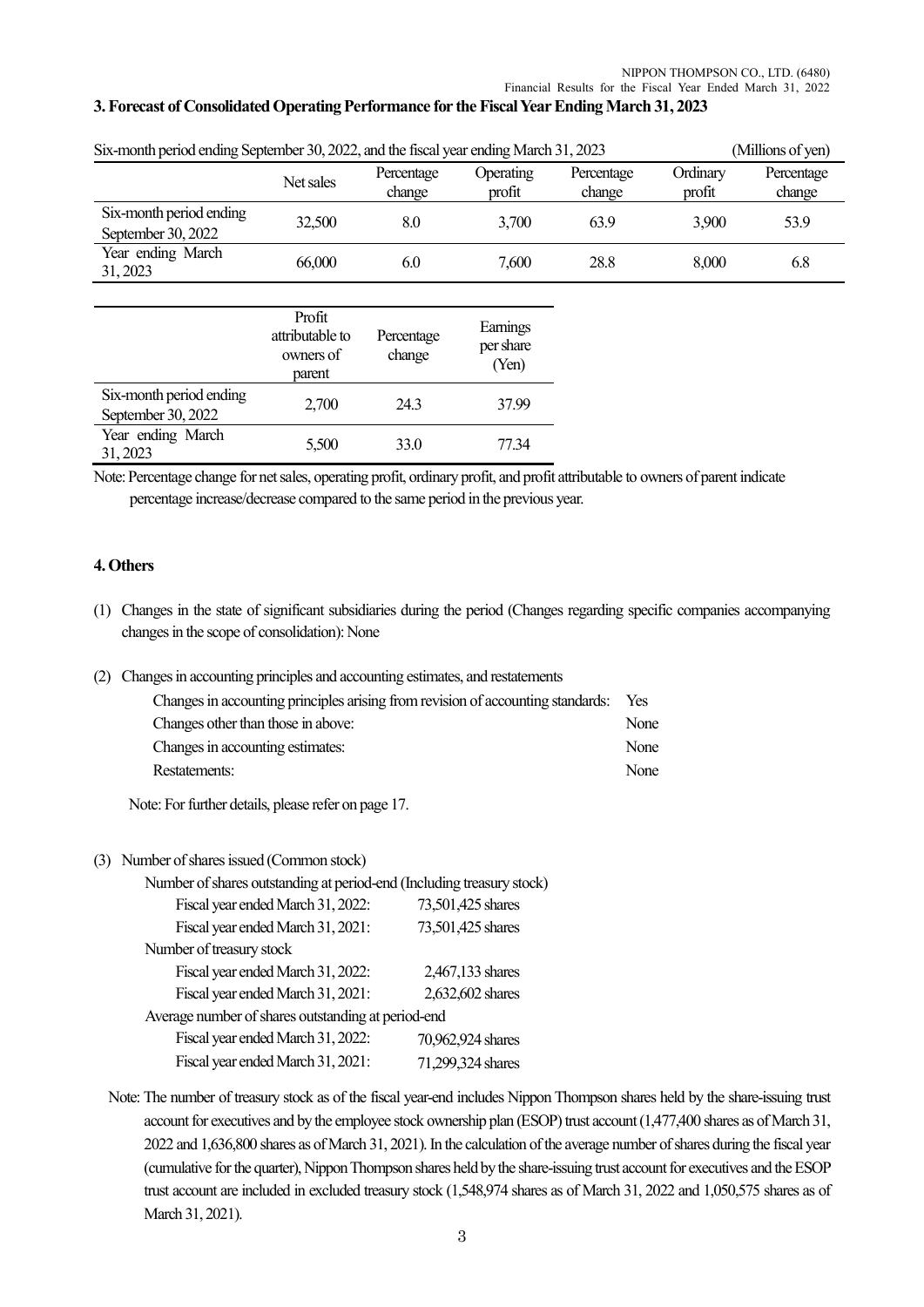## 3. Forecast of Consolidated Operating Performance for the Fiscal Year Ending March 31, 2023

Six-month period ending September 30, 2022, and the fiscal year ending March 31, 2023 (Millions of yen)

| | Net sales | Percentage change | Operating profit | Percentage change | Ordinary profit | Percentage change |
|---|---|---|---|---|---|---|
| Six-month period ending September 30, 2022 | 32,500 | 8.0 | 3,700 | 63.9 | 3,900 | 53.9 |
| Year ending March 31, 2023 | 66,000 | 6.0 | 7,600 | 28.8 | 8,000 | 6.8 |

| | Profit attributable to owners of parent | Percentage change | Earnings per share (Yen) |
|---|---|---|---|
| Six-month period ending September 30, 2022 | 2,700 | 24.3 | 37.99 |
| Year ending March 31, 2023 | 5,500 | 33.0 | 77.34 |

Note: Percentage change for net sales, operating profit, ordinary profit, and profit attributable to owners of parent indicate percentage increase/decrease compared to the same period in the previous year.

## 4. Others

(1) Changes in the state of significant subsidiaries during the period (Changes regarding specific companies accompanying changes in the scope of consolidation): None

(2) Changes in accounting principles and accounting estimates, and restatements

| | |
|---|---|
| Changes in accounting principles arising from revision of accounting standards: | Yes |
| Changes other than those in above: | None |
| Changes in accounting estimates: | None |
| Restatements: | None |

Note: For further details, please refer on page 17.

(3) Number of shares issued (Common stock)

Number of shares outstanding at period-end (Including treasury stock)

| | |
|---|---|
| Fiscal year ended March 31, 2022: | 73,501,425 shares |
| Fiscal year ended March 31, 2021: | 73,501,425 shares |

Number of treasury stock

| | |
|---|---|
| Fiscal year ended March 31, 2022: | 2,467,133 shares |
| Fiscal year ended March 31, 2021: | 2,632,602 shares |

Average number of shares outstanding at period-end

| | |
|---|---|
| Fiscal year ended March 31, 2022: | 70,962,924 shares |
| Fiscal year ended March 31, 2021: | 71,299,324 shares |

Note: The number of treasury stock as of the fiscal year-end includes Nippon Thompson shares held by the share-issuing trust account for executives and by the employee stock ownership plan (ESOP) trust account (1,477,400 shares as of March 31, 2022 and 1,636,800 shares as of March 31, 2021). In the calculation of the average number of shares during the fiscal year (cumulative for the quarter), Nippon Thompson shares held by the share-issuing trust account for executives and the ESOP trust account are included in excluded treasury stock (1,548,974 shares as of March 31, 2022 and 1,050,575 shares as of March 31, 2021).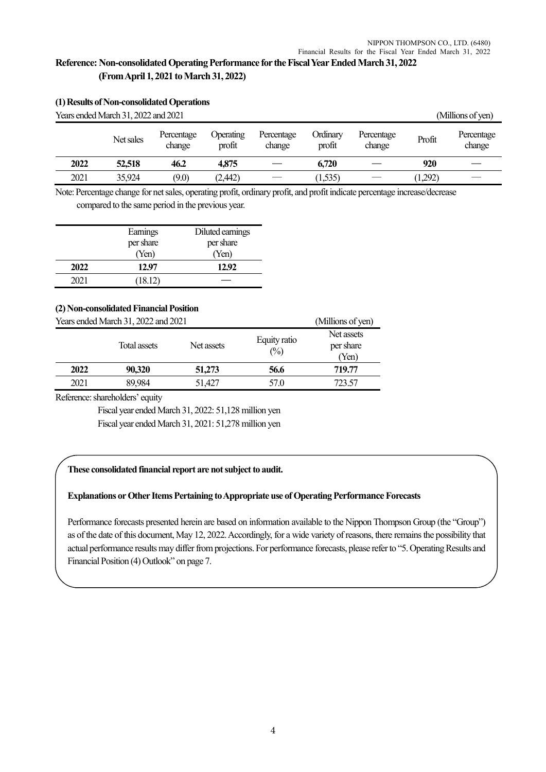## Reference: Non-consolidated Operating Performance for the Fiscal Year Ended March 31, 2022 (From April 1, 2021 to March 31, 2022)

### (1) Results of Non-consolidated Operations

Years ended March 31, 2022 and 2021 (Millions of yen)

| | Net sales | Percentage change | Operating profit | Percentage change | Ordinary profit | Percentage change | Profit | Percentage change |
|---|---|---|---|---|---|---|---|---|
| **2022** | **52,518** | **46.2** | **4,875** | **—** | **6,720** | **—** | **920** | **—** |
| 2021 | 35,924 | (9.0) | (2,442) | — | (1,535) | — | (1,292) | — |

Note: Percentage change for net sales, operating profit, ordinary profit, and profit indicate percentage increase/decrease compared to the same period in the previous year.

| | Earnings per share (Yen) | Diluted earnings per share (Yen) |
|---|---|---|
| **2022** | **12.97** | **12.92** |
| 2021 | (18.12) | — |

### (2) Non-consolidated Financial Position

Years ended March 31, 2022 and 2021 (Millions of yen)

| | Total assets | Net assets | Equity ratio (%) | Net assets per share (Yen) |
|---|---|---|---|---|
| **2022** | **90,320** | **51,273** | **56.6** | **719.77** |
| 2021 | 89,984 | 51,427 | 57.0 | 723.57 |

Reference: shareholders' equity

Fiscal year ended March 31, 2022: 51,128 million yen

Fiscal year ended March 31, 2021: 51,278 million yen

**These consolidated financial report are not subject to audit.**

**Explanations or Other Items Pertaining to Appropriate use of Operating Performance Forecasts**

Performance forecasts presented herein are based on information available to the Nippon Thompson Group (the "Group") as of the date of this document, May 12, 2022. Accordingly, for a wide variety of reasons, there remains the possibility that actual performance results may differ from projections. For performance forecasts, please refer to "5. Operating Results and Financial Position (4) Outlook" on page 7.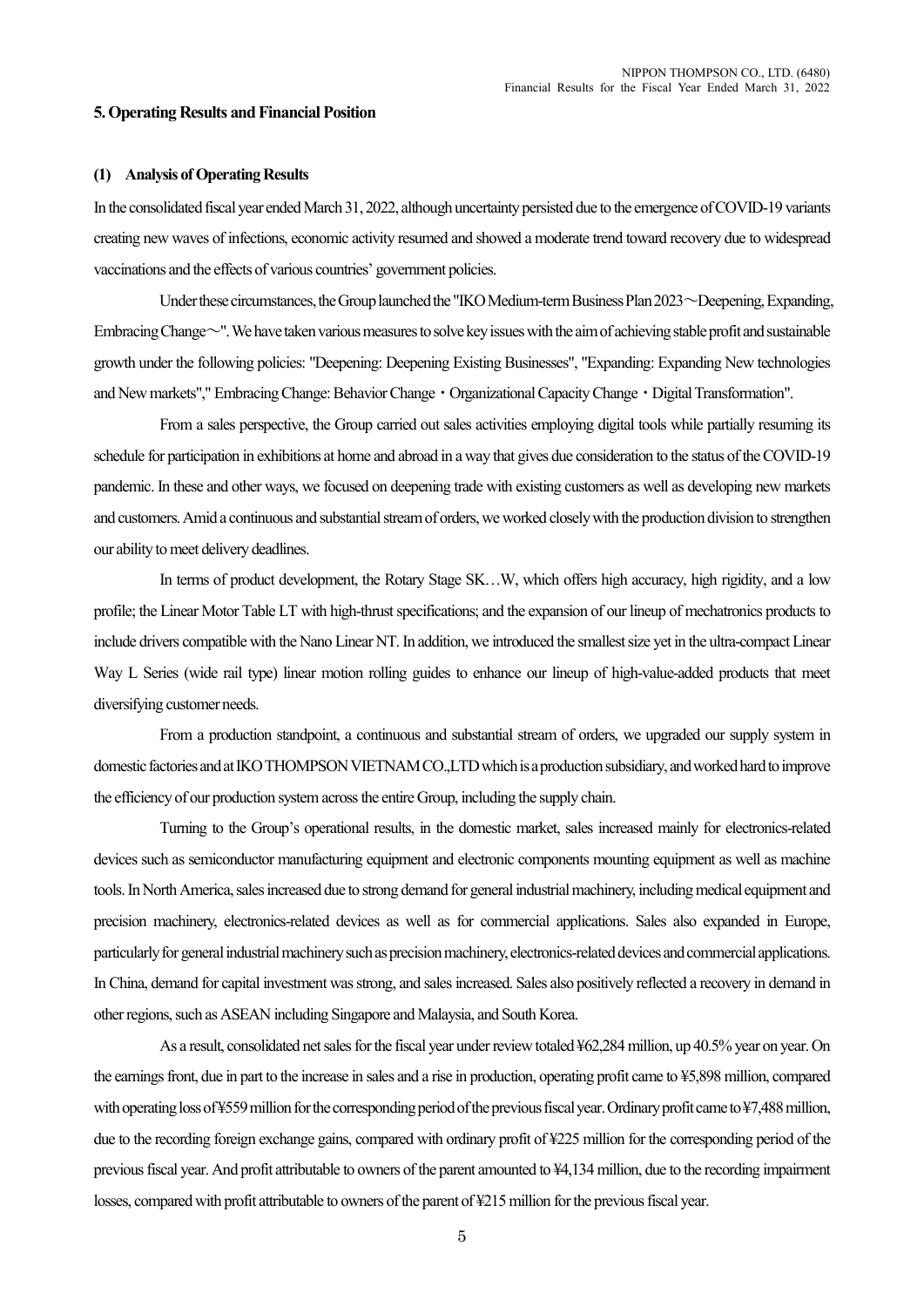## 5. Operating Results and Financial Position

### (1) Analysis of Operating Results

In the consolidated fiscal year ended March 31, 2022, although uncertainty persisted due to the emergence of COVID-19 variants creating new waves of infections, economic activity resumed and showed a moderate trend toward recovery due to widespread vaccinations and the effects of various countries' government policies.

Under these circumstances, the Group launched the "IKO Medium-term Business Plan 2023～Deepening, Expanding, Embracing Change～". We have taken various measures to solve key issues with the aim of achieving stable profit and sustainable growth under the following policies: "Deepening: Deepening Existing Businesses", "Expanding: Expanding New technologies and New markets"," Embracing Change: Behavior Change・Organizational Capacity Change・Digital Transformation".

From a sales perspective, the Group carried out sales activities employing digital tools while partially resuming its schedule for participation in exhibitions at home and abroad in a way that gives due consideration to the status of the COVID-19 pandemic. In these and other ways, we focused on deepening trade with existing customers as well as developing new markets and customers. Amid a continuous and substantial stream of orders, we worked closely with the production division to strengthen our ability to meet delivery deadlines.

In terms of product development, the Rotary Stage SK…W, which offers high accuracy, high rigidity, and a low profile; the Linear Motor Table LT with high-thrust specifications; and the expansion of our lineup of mechatronics products to include drivers compatible with the Nano Linear NT. In addition, we introduced the smallest size yet in the ultra-compact Linear Way L Series (wide rail type) linear motion rolling guides to enhance our lineup of high-value-added products that meet diversifying customer needs.

From a production standpoint, a continuous and substantial stream of orders, we upgraded our supply system in domestic factories and at IKO THOMPSON VIETNAM CO.,LTD which is a production subsidiary, and worked hard to improve the efficiency of our production system across the entire Group, including the supply chain.

Turning to the Group's operational results, in the domestic market, sales increased mainly for electronics-related devices such as semiconductor manufacturing equipment and electronic components mounting equipment as well as machine tools. In North America, sales increased due to strong demand for general industrial machinery, including medical equipment and precision machinery, electronics-related devices as well as for commercial applications. Sales also expanded in Europe, particularly for general industrial machinery such as precision machinery, electronics-related devices and commercial applications. In China, demand for capital investment was strong, and sales increased. Sales also positively reflected a recovery in demand in other regions, such as ASEAN including Singapore and Malaysia, and South Korea.

As a result, consolidated net sales for the fiscal year under review totaled ¥62,284 million, up 40.5% year on year. On the earnings front, due in part to the increase in sales and a rise in production, operating profit came to ¥5,898 million, compared with operating loss of ¥559 million for the corresponding period of the previous fiscal year. Ordinary profit came to ¥7,488 million, due to the recording foreign exchange gains, compared with ordinary profit of ¥225 million for the corresponding period of the previous fiscal year. And profit attributable to owners of the parent amounted to ¥4,134 million, due to the recording impairment losses, compared with profit attributable to owners of the parent of ¥215 million for the previous fiscal year.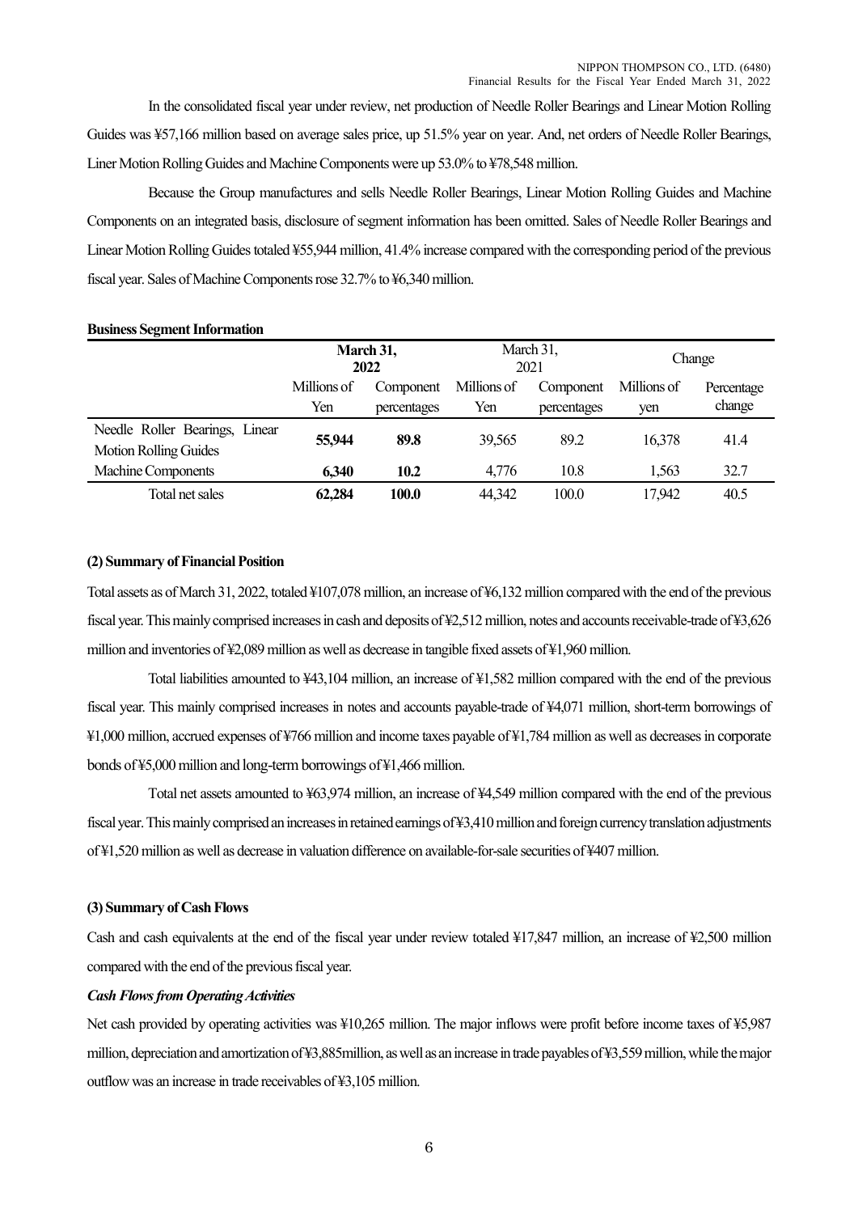In the consolidated fiscal year under review, net production of Needle Roller Bearings and Linear Motion Rolling Guides was ¥57,166 million based on average sales price, up 51.5% year on year. And, net orders of Needle Roller Bearings, Liner Motion Rolling Guides and Machine Components were up 53.0% to ¥78,548 million.

Because the Group manufactures and sells Needle Roller Bearings, Linear Motion Rolling Guides and Machine Components on an integrated basis, disclosure of segment information has been omitted. Sales of Needle Roller Bearings and Linear Motion Rolling Guides totaled ¥55,944 million, 41.4% increase compared with the corresponding period of the previous fiscal year. Sales of Machine Components rose 32.7% to ¥6,340 million.

**Business Segment Information**

| | **March 31, 2022** | | March 31, 2021 | | Change | |
|---|---|---|---|---|---|---|
| | Millions of Yen | Component percentages | Millions of Yen | Component percentages | Millions of yen | Percentage change |
| Needle Roller Bearings, Linear Motion Rolling Guides | **55,944** | **89.8** | 39,565 | 89.2 | 16,378 | 41.4 |
| Machine Components | **6,340** | **10.2** | 4,776 | 10.8 | 1,563 | 32.7 |
| Total net sales | **62,284** | **100.0** | 44,342 | 100.0 | 17,942 | 40.5 |

#### (2) Summary of Financial Position

Total assets as of March 31, 2022, totaled ¥107,078 million, an increase of ¥6,132 million compared with the end of the previous fiscal year. This mainly comprised increases in cash and deposits of ¥2,512 million, notes and accounts receivable-trade of ¥3,626 million and inventories of ¥2,089 million as well as decrease in tangible fixed assets of ¥1,960 million.

Total liabilities amounted to ¥43,104 million, an increase of ¥1,582 million compared with the end of the previous fiscal year. This mainly comprised increases in notes and accounts payable-trade of ¥4,071 million, short-term borrowings of ¥1,000 million, accrued expenses of ¥766 million and income taxes payable of ¥1,784 million as well as decreases in corporate bonds of ¥5,000 million and long-term borrowings of ¥1,466 million.

Total net assets amounted to ¥63,974 million, an increase of ¥4,549 million compared with the end of the previous fiscal year. This mainly comprised an increases in retained earnings of ¥3,410 million and foreign currency translation adjustments of ¥1,520 million as well as decrease in valuation difference on available-for-sale securities of ¥407 million.

#### (3) Summary of Cash Flows

Cash and cash equivalents at the end of the fiscal year under review totaled ¥17,847 million, an increase of ¥2,500 million compared with the end of the previous fiscal year.

***Cash Flows from Operating Activities***

Net cash provided by operating activities was ¥10,265 million. The major inflows were profit before income taxes of ¥5,987 million, depreciation and amortization of ¥3,885million, as well as an increase in trade payables of ¥3,559 million, while the major outflow was an increase in trade receivables of ¥3,105 million.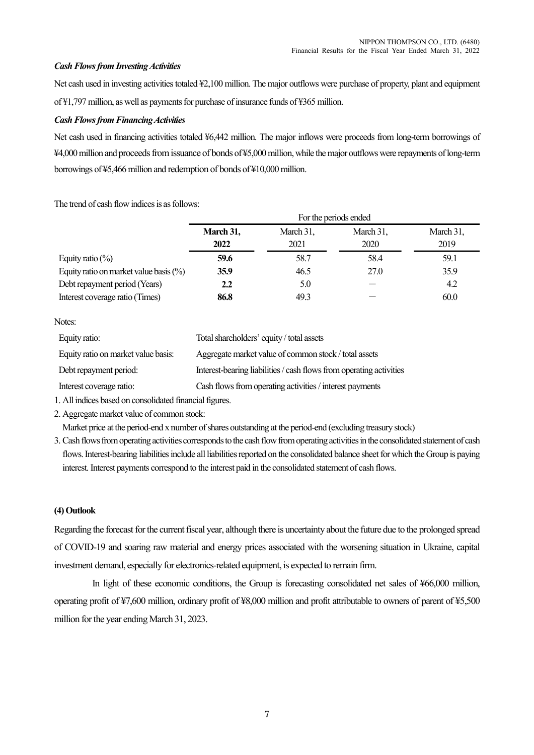***Cash Flows from Investing Activities***

Net cash used in investing activities totaled ¥2,100 million. The major outflows were purchase of property, plant and equipment of ¥1,797 million, as well as payments for purchase of insurance funds of ¥365 million.

***Cash Flows from Financing Activities***

Net cash used in financing activities totaled ¥6,442 million. The major inflows were proceeds from long-term borrowings of ¥4,000 million and proceeds from issuance of bonds of ¥5,000 million, while the major outflows were repayments of long-term borrowings of ¥5,466 million and redemption of bonds of ¥10,000 million.

The trend of cash flow indices is as follows:

| | For the periods ended | | | |
|---|---|---|---|---|
| | **March 31, 2022** | March 31, 2021 | March 31, 2020 | March 31, 2019 |
| Equity ratio (%) | **59.6** | 58.7 | 58.4 | 59.1 |
| Equity ratio on market value basis (%) | **35.9** | 46.5 | 27.0 | 35.9 |
| Debt repayment period (Years) | **2.2** | 5.0 | — | 4.2 |
| Interest coverage ratio (Times) | **86.8** | 49.3 | — | 60.0 |

Notes:

| | |
|---|---|
| Equity ratio: | Total shareholders' equity / total assets |
| Equity ratio on market value basis: | Aggregate market value of common stock / total assets |
| Debt repayment period: | Interest-bearing liabilities / cash flows from operating activities |
| Interest coverage ratio: | Cash flows from operating activities / interest payments |

1. All indices based on consolidated financial figures.
2. Aggregate market value of common stock:
   Market price at the period-end x number of shares outstanding at the period-end (excluding treasury stock)
3. Cash flows from operating activities corresponds to the cash flow from operating activities in the consolidated statement of cash flows. Interest-bearing liabilities include all liabilities reported on the consolidated balance sheet for which the Group is paying interest. Interest payments correspond to the interest paid in the consolidated statement of cash flows.

**(4) Outlook**

Regarding the forecast for the current fiscal year, although there is uncertainty about the future due to the prolonged spread of COVID-19 and soaring raw material and energy prices associated with the worsening situation in Ukraine, capital investment demand, especially for electronics-related equipment, is expected to remain firm.

In light of these economic conditions, the Group is forecasting consolidated net sales of ¥66,000 million, operating profit of ¥7,600 million, ordinary profit of ¥8,000 million and profit attributable to owners of parent of ¥5,500 million for the year ending March 31, 2023.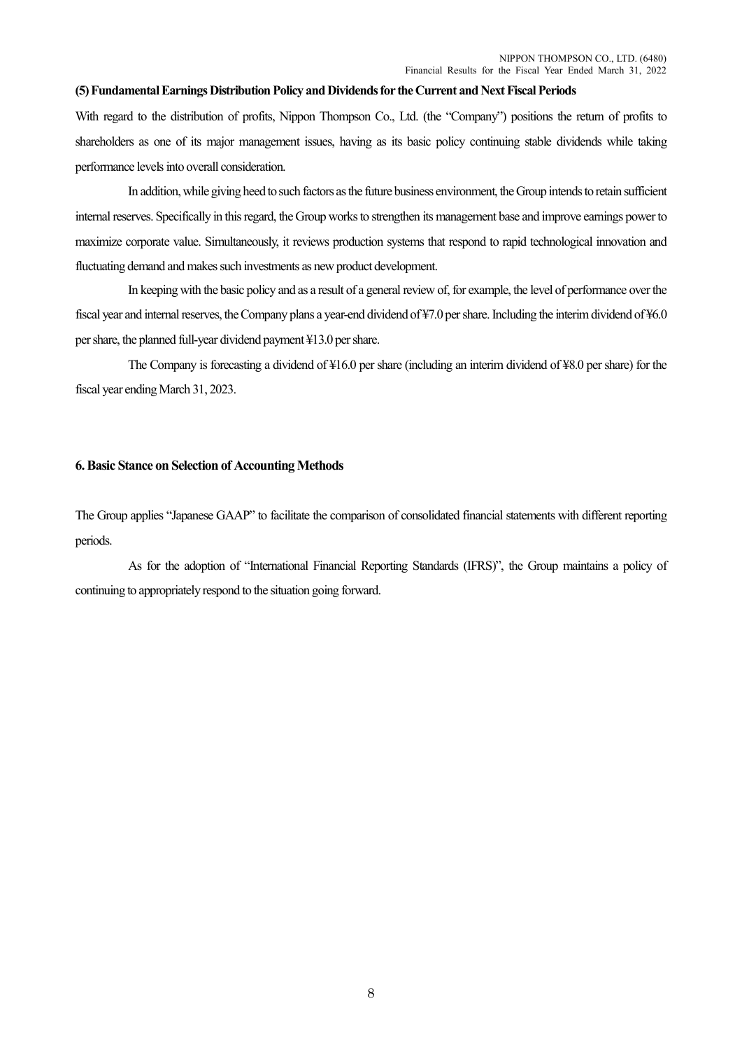### (5) Fundamental Earnings Distribution Policy and Dividends for the Current and Next Fiscal Periods

With regard to the distribution of profits, Nippon Thompson Co., Ltd. (the "Company") positions the return of profits to shareholders as one of its major management issues, having as its basic policy continuing stable dividends while taking performance levels into overall consideration.

In addition, while giving heed to such factors as the future business environment, the Group intends to retain sufficient internal reserves. Specifically in this regard, the Group works to strengthen its management base and improve earnings power to maximize corporate value. Simultaneously, it reviews production systems that respond to rapid technological innovation and fluctuating demand and makes such investments as new product development.

In keeping with the basic policy and as a result of a general review of, for example, the level of performance over the fiscal year and internal reserves, the Company plans a year-end dividend of ¥7.0 per share. Including the interim dividend of ¥6.0 per share, the planned full-year dividend payment ¥13.0 per share.

The Company is forecasting a dividend of ¥16.0 per share (including an interim dividend of ¥8.0 per share) for the fiscal year ending March 31, 2023.

## 6. Basic Stance on Selection of Accounting Methods

The Group applies "Japanese GAAP" to facilitate the comparison of consolidated financial statements with different reporting periods.

As for the adoption of "International Financial Reporting Standards (IFRS)", the Group maintains a policy of continuing to appropriately respond to the situation going forward.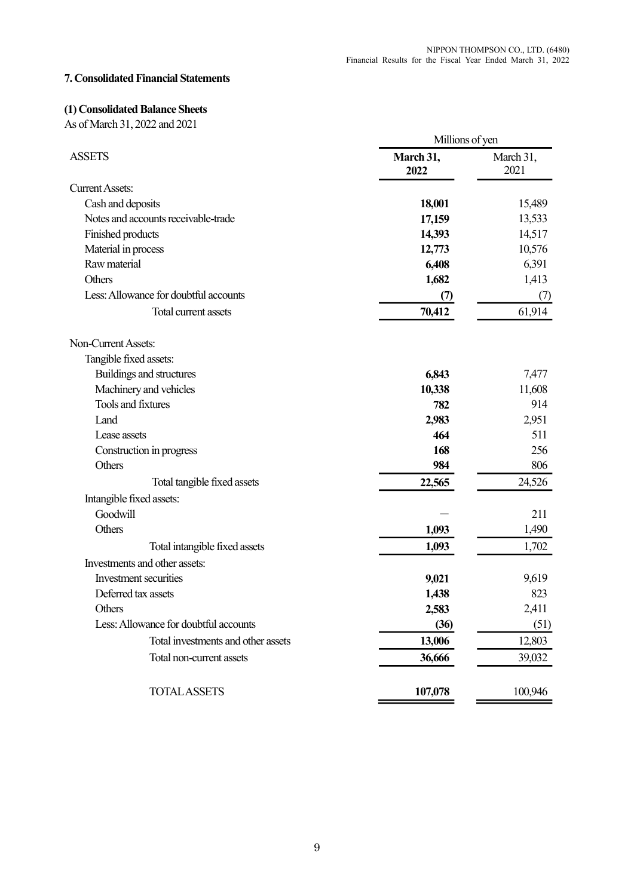## 7. Consolidated Financial Statements

### (1) Consolidated Balance Sheets

As of March 31, 2022 and 2021

| | Millions of yen | |
|---|---|---|
| ASSETS | **March 31, 2022** | March 31, 2021 |
| Current Assets: | | |
| Cash and deposits | **18,001** | 15,489 |
| Notes and accounts receivable-trade | **17,159** | 13,533 |
| Finished products | **14,393** | 14,517 |
| Material in process | **12,773** | 10,576 |
| Raw material | **6,408** | 6,391 |
| Others | **1,682** | 1,413 |
| Less: Allowance for doubtful accounts | **(7)** | (7) |
| Total current assets | **70,412** | 61,914 |
| Non-Current Assets: | | |
| Tangible fixed assets: | | |
| Buildings and structures | **6,843** | 7,477 |
| Machinery and vehicles | **10,338** | 11,608 |
| Tools and fixtures | **782** | 914 |
| Land | **2,983** | 2,951 |
| Lease assets | **464** | 511 |
| Construction in progress | **168** | 256 |
| Others | **984** | 806 |
| Total tangible fixed assets | **22,565** | 24,526 |
| Intangible fixed assets: | | |
| Goodwill | — | 211 |
| Others | **1,093** | 1,490 |
| Total intangible fixed assets | **1,093** | 1,702 |
| Investments and other assets: | | |
| Investment securities | **9,021** | 9,619 |
| Deferred tax assets | **1,438** | 823 |
| Others | **2,583** | 2,411 |
| Less: Allowance for doubtful accounts | **(36)** | (51) |
| Total investments and other assets | **13,006** | 12,803 |
| Total non-current assets | **36,666** | 39,032 |
| TOTAL ASSETS | **107,078** | 100,946 |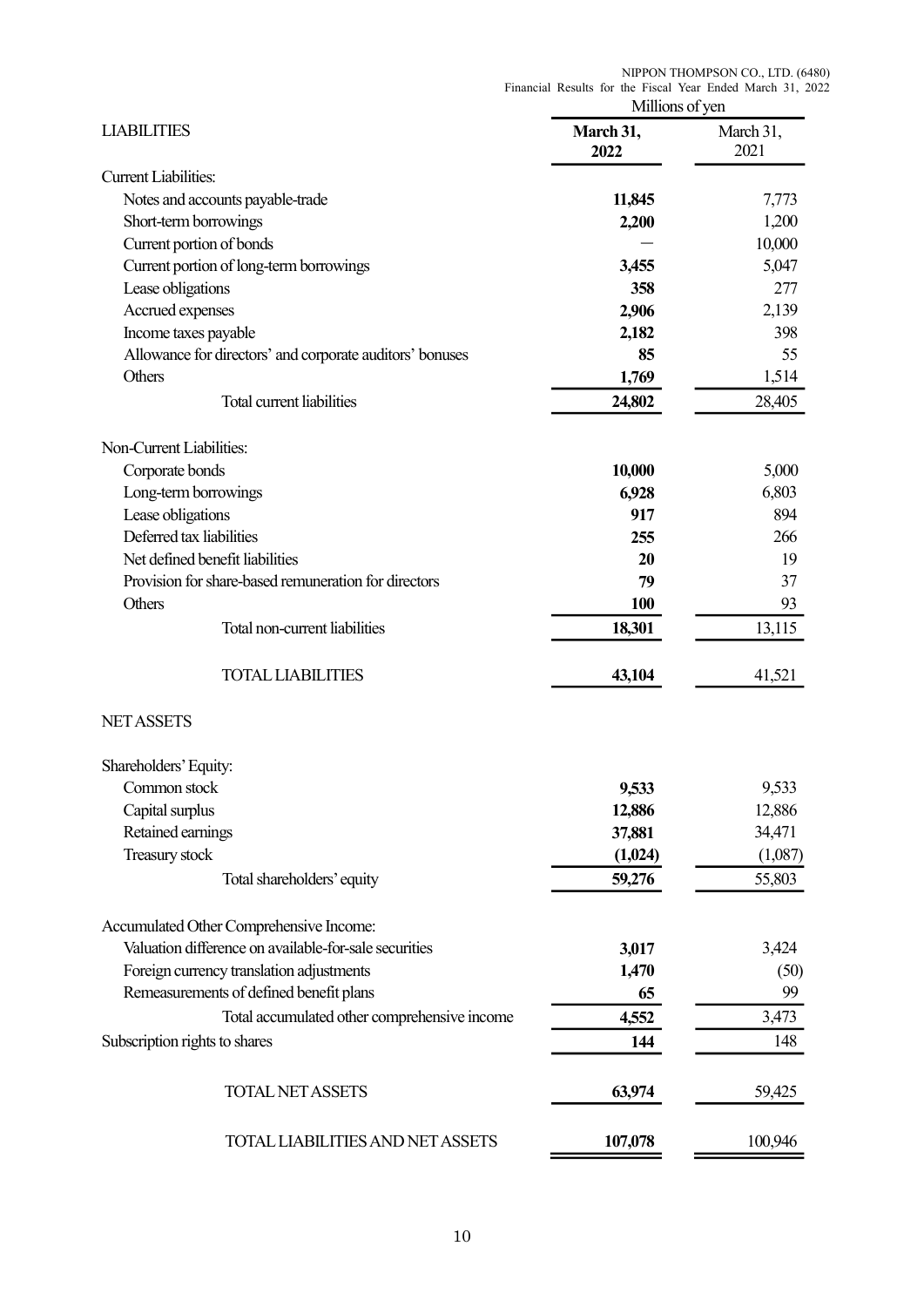| LIABILITIES | March 31, 2022 | March 31, 2021 |
|---|---|---|
| | Millions of yen | |
| Current Liabilities: | | |
| Notes and accounts payable-trade | **11,845** | 7,773 |
| Short-term borrowings | **2,200** | 1,200 |
| Current portion of bonds | **—** | 10,000 |
| Current portion of long-term borrowings | **3,455** | 5,047 |
| Lease obligations | **358** | 277 |
| Accrued expenses | **2,906** | 2,139 |
| Income taxes payable | **2,182** | 398 |
| Allowance for directors' and corporate auditors' bonuses | **85** | 55 |
| Others | **1,769** | 1,514 |
| Total current liabilities | **24,802** | 28,405 |
| Non-Current Liabilities: | | |
| Corporate bonds | **10,000** | 5,000 |
| Long-term borrowings | **6,928** | 6,803 |
| Lease obligations | **917** | 894 |
| Deferred tax liabilities | **255** | 266 |
| Net defined benefit liabilities | **20** | 19 |
| Provision for share-based remuneration for directors | **79** | 37 |
| Others | **100** | 93 |
| Total non-current liabilities | **18,301** | 13,115 |
| TOTAL LIABILITIES | **43,104** | 41,521 |
| NET ASSETS | | |
| Shareholders' Equity: | | |
| Common stock | **9,533** | 9,533 |
| Capital surplus | **12,886** | 12,886 |
| Retained earnings | **37,881** | 34,471 |
| Treasury stock | **(1,024)** | (1,087) |
| Total shareholders' equity | **59,276** | 55,803 |
| Accumulated Other Comprehensive Income: | | |
| Valuation difference on available-for-sale securities | **3,017** | 3,424 |
| Foreign currency translation adjustments | **1,470** | (50) |
| Remeasurements of defined benefit plans | **65** | 99 |
| Total accumulated other comprehensive income | **4,552** | 3,473 |
| Subscription rights to shares | **144** | 148 |
| TOTAL NET ASSETS | **63,974** | 59,425 |
| TOTAL LIABILITIES AND NET ASSETS | **107,078** | 100,946 |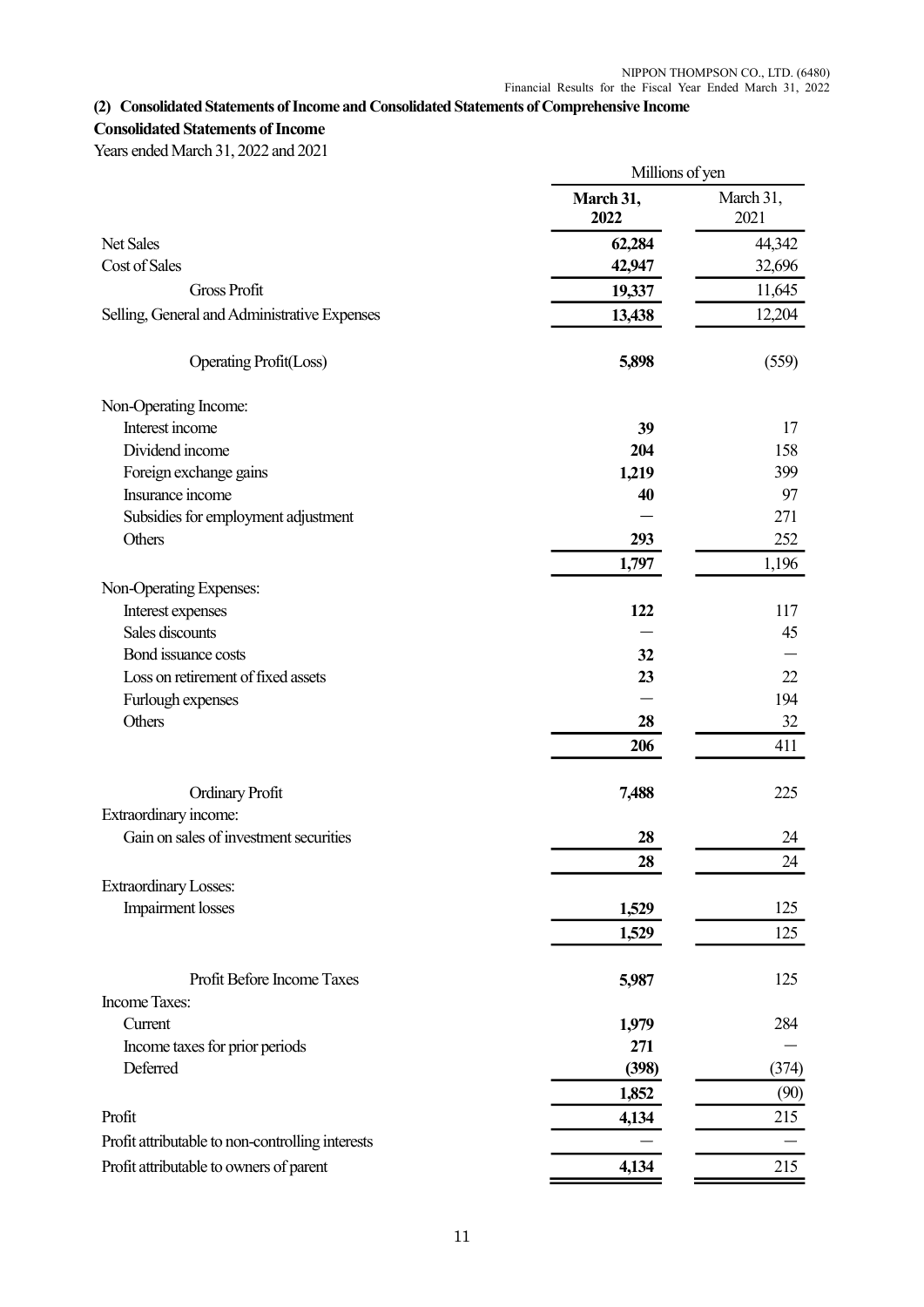### (2) Consolidated Statements of Income and Consolidated Statements of Comprehensive Income

**Consolidated Statements of Income**

Years ended March 31, 2022 and 2021

| | Millions of yen | |
|---|---|---|
| | **March 31, 2022** | March 31, 2021 |
| Net Sales | **62,284** | 44,342 |
| Cost of Sales | **42,947** | 32,696 |
| Gross Profit | **19,337** | 11,645 |
| Selling, General and Administrative Expenses | **13,438** | 12,204 |
| Operating Profit(Loss) | **5,898** | (559) |
| Non-Operating Income: | | |
| Interest income | **39** | 17 |
| Dividend income | **204** | 158 |
| Foreign exchange gains | **1,219** | 399 |
| Insurance income | **40** | 97 |
| Subsidies for employment adjustment | — | 271 |
| Others | **293** | 252 |
| | **1,797** | 1,196 |
| Non-Operating Expenses: | | |
| Interest expenses | **122** | 117 |
| Sales discounts | — | 45 |
| Bond issuance costs | **32** | — |
| Loss on retirement of fixed assets | **23** | 22 |
| Furlough expenses | — | 194 |
| Others | **28** | 32 |
| | **206** | 411 |
| Ordinary Profit | **7,488** | 225 |
| Extraordinary income: | | |
| Gain on sales of investment securities | **28** | 24 |
| | **28** | 24 |
| Extraordinary Losses: | | |
| Impairment losses | **1,529** | 125 |
| | **1,529** | 125 |
| Profit Before Income Taxes | **5,987** | 125 |
| Income Taxes: | | |
| Current | **1,979** | 284 |
| Income taxes for prior periods | **271** | — |
| Deferred | **(398)** | (374) |
| | **1,852** | (90) |
| Profit | **4,134** | 215 |
| Profit attributable to non-controlling interests | — | — |
| Profit attributable to owners of parent | **4,134** | 215 |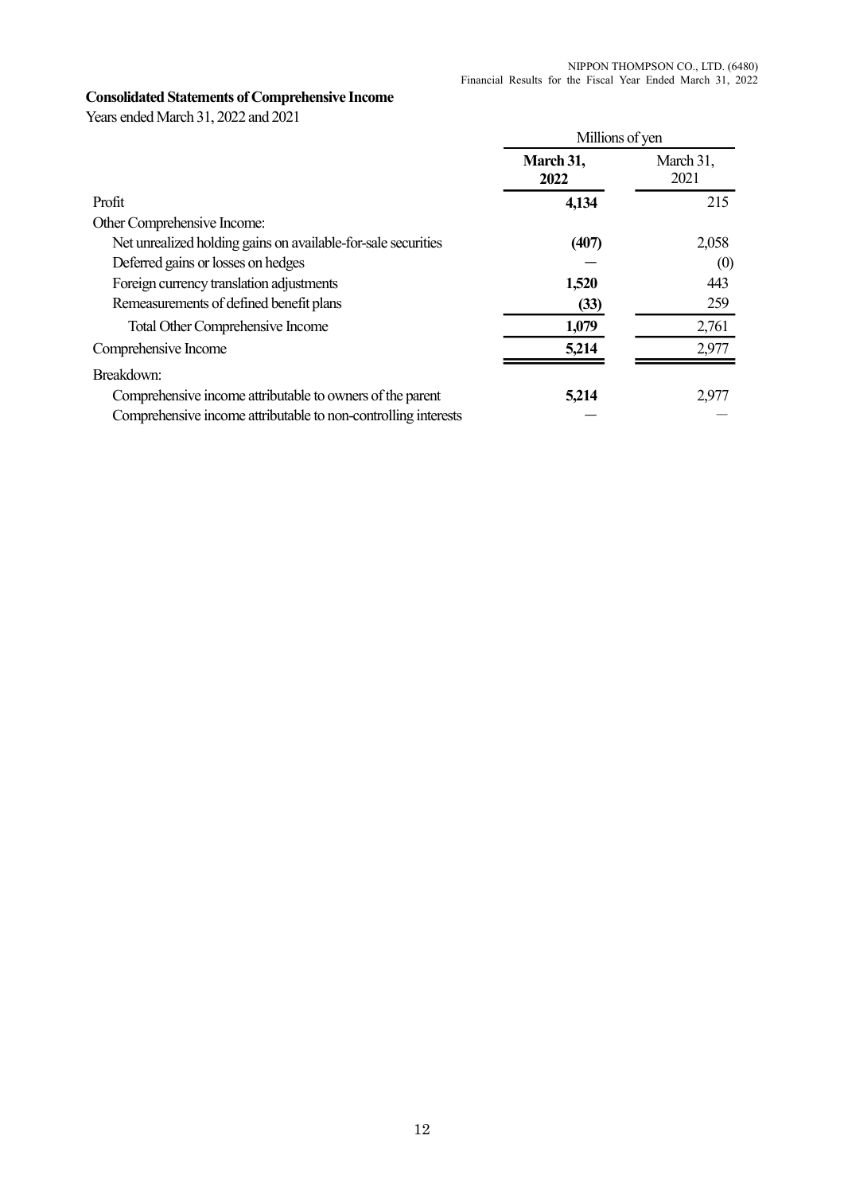**Consolidated Statements of Comprehensive Income**

Years ended March 31, 2022 and 2021

| | Millions of yen | |
|---|---|---|
| | **March 31, 2022** | March 31, 2021 |
| Profit | **4,134** | 215 |
| Other Comprehensive Income: | | |
| Net unrealized holding gains on available-for-sale securities | **(407)** | 2,058 |
| Deferred gains or losses on hedges | **—** | (0) |
| Foreign currency translation adjustments | **1,520** | 443 |
| Remeasurements of defined benefit plans | **(33)** | 259 |
| Total Other Comprehensive Income | **1,079** | 2,761 |
| Comprehensive Income | **5,214** | 2,977 |
| Breakdown: | | |
| Comprehensive income attributable to owners of the parent | **5,214** | 2,977 |
| Comprehensive income attributable to non-controlling interests | **—** | — |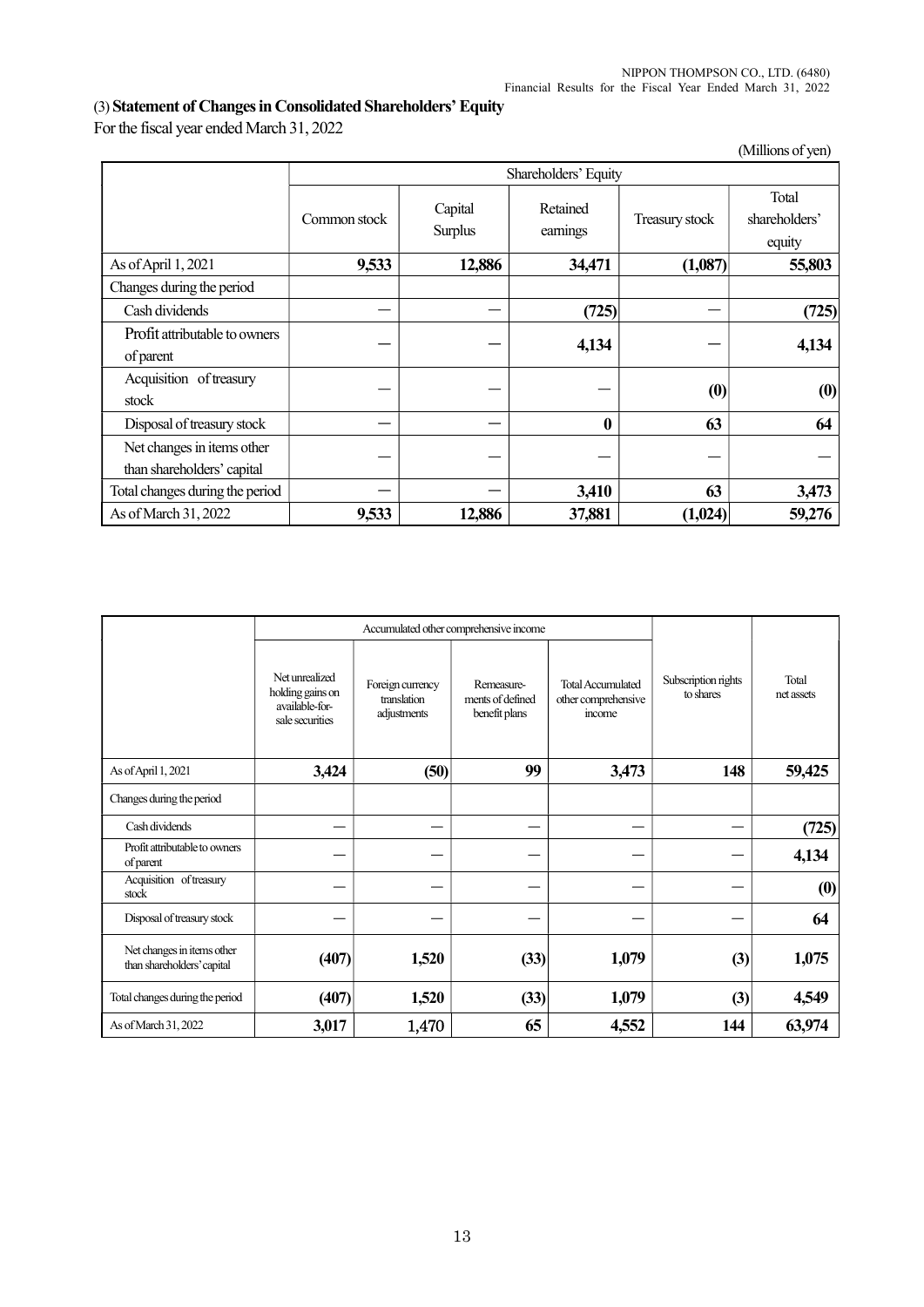### (3) Statement of Changes in Consolidated Shareholders' Equity

For the fiscal year ended March 31, 2022

(Millions of yen)

| | Shareholders' Equity | | | | |
|---|---|---|---|---|---|
| | Common stock | Capital Surplus | Retained earnings | Treasury stock | Total shareholders' equity |
| As of April 1, 2021 | **9,533** | **12,886** | **34,471** | **(1,087)** | **55,803** |
| Changes during the period | | | | | |
| Cash dividends | ― | ― | **(725)** | ― | **(725)** |
| Profit attributable to owners of parent | ― | ― | **4,134** | ― | **4,134** |
| Acquisition of treasury stock | ― | ― | ― | **(0)** | **(0)** |
| Disposal of treasury stock | ― | ― | **0** | **63** | **64** |
| Net changes in items other than shareholders' capital | ― | ― | ― | ― | ― |
| Total changes during the period | ― | ― | **3,410** | **63** | **3,473** |
| As of March 31, 2022 | **9,533** | **12,886** | **37,881** | **(1,024)** | **59,276** |

| | Accumulated other comprehensive income | | | | Subscription rights to shares | Total net assets |
|---|---|---|---|---|---|---|
| | Net unrealized holding gains on available-for-sale securities | Foreign currency translation adjustments | Remeasure-ments of defined benefit plans | Total Accumulated other comprehensive income | | |
| As of April 1, 2021 | **3,424** | **(50)** | **99** | **3,473** | **148** | **59,425** |
| Changes during the period | | | | | | |
| Cash dividends | ― | ― | ― | ― | ― | **(725)** |
| Profit attributable to owners of parent | ― | ― | ― | ― | ― | **4,134** |
| Acquisition of treasury stock | ― | ― | ― | ― | ― | **(0)** |
| Disposal of treasury stock | ― | ― | ― | ― | ― | **64** |
| Net changes in items other than shareholders' capital | **(407)** | **1,520** | **(33)** | **1,079** | **(3)** | **1,075** |
| Total changes during the period | **(407)** | **1,520** | **(33)** | **1,079** | **(3)** | **4,549** |
| As of March 31, 2022 | **3,017** | 1,470 | **65** | **4,552** | **144** | **63,974** |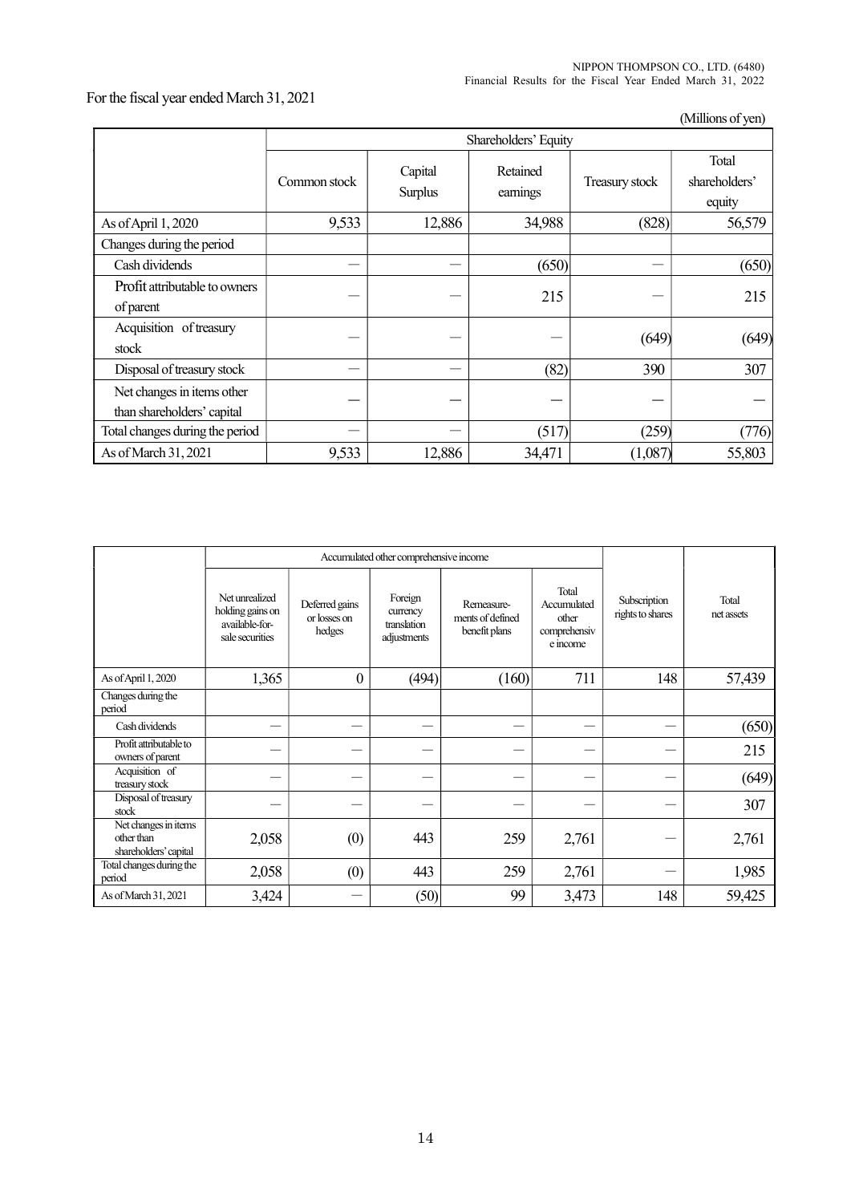For the fiscal year ended March 31, 2021

(Millions of yen)

| | Shareholders' Equity | | | | |
|---|---|---|---|---|---|
| | Common stock | Capital Surplus | Retained earnings | Treasury stock | Total shareholders' equity |
| As of April 1, 2020 | 9,533 | 12,886 | 34,988 | (828) | 56,579 |
| Changes during the period | | | | | |
| Cash dividends | — | — | (650) | — | (650) |
| Profit attributable to owners of parent | — | — | 215 | — | 215 |
| Acquisition of treasury stock | — | — | — | (649) | (649) |
| Disposal of treasury stock | — | — | (82) | 390 | 307 |
| Net changes in items other than shareholders' capital | — | — | — | — | — |
| Total changes during the period | — | — | (517) | (259) | (776) |
| As of March 31, 2021 | 9,533 | 12,886 | 34,471 | (1,087) | 55,803 |

| | Accumulated other comprehensive income | | | | | | |
|---|---|---|---|---|---|---|---|
| | Net unrealized holding gains on available-for-sale securities | Deferred gains or losses on hedges | Foreign currency translation adjustments | Remeasure-ments of defined benefit plans | Total Accumulated other comprehensive income | Subscription rights to shares | Total net assets |
| As of April 1, 2020 | 1,365 | 0 | (494) | (160) | 711 | 148 | 57,439 |
| Changes during the period | | | | | | | |
| Cash dividends | — | — | — | — | — | — | (650) |
| Profit attributable to owners of parent | — | — | — | — | — | — | 215 |
| Acquisition of treasury stock | — | — | — | — | — | — | (649) |
| Disposal of treasury stock | — | — | — | — | — | — | 307 |
| Net changes in items other than shareholders' capital | 2,058 | (0) | 443 | 259 | 2,761 | — | 2,761 |
| Total changes during the period | 2,058 | (0) | 443 | 259 | 2,761 | — | 1,985 |
| As of March 31, 2021 | 3,424 | — | (50) | 99 | 3,473 | 148 | 59,425 |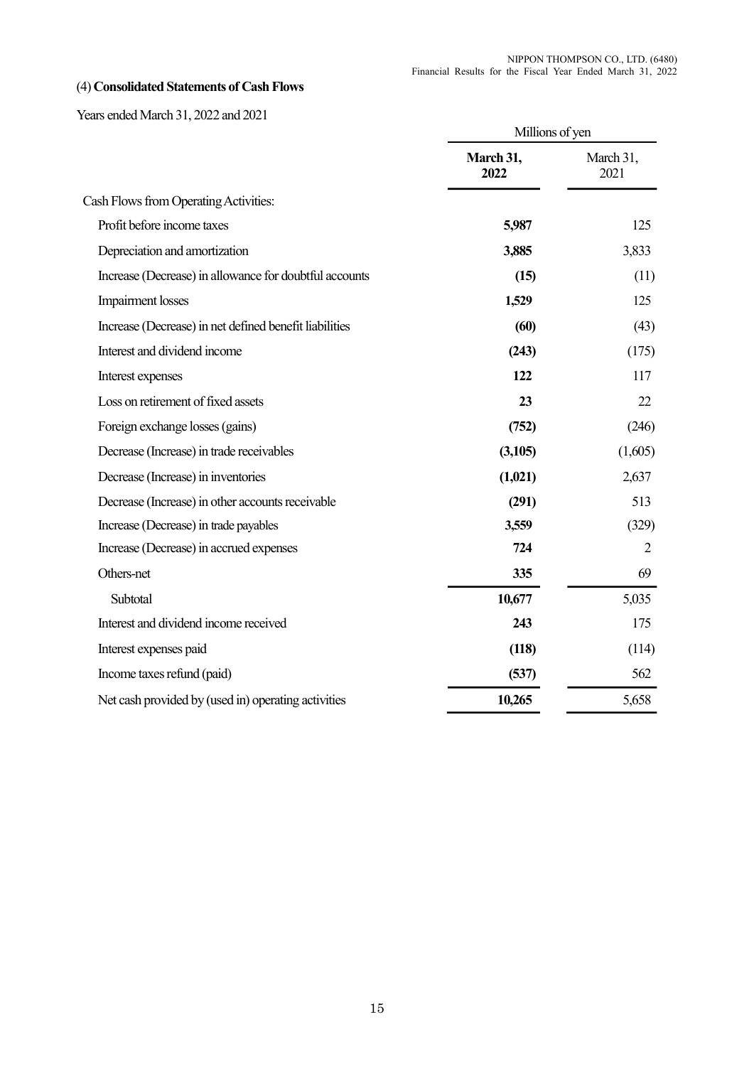### (4) **Consolidated Statements of Cash Flows**

Years ended March 31, 2022 and 2021

| | Millions of yen | |
|---|---|---|
| | **March 31, 2022** | March 31, 2021 |
| Cash Flows from Operating Activities: | | |
| Profit before income taxes | **5,987** | 125 |
| Depreciation and amortization | **3,885** | 3,833 |
| Increase (Decrease) in allowance for doubtful accounts | **(15)** | (11) |
| Impairment losses | **1,529** | 125 |
| Increase (Decrease) in net defined benefit liabilities | **(60)** | (43) |
| Interest and dividend income | **(243)** | (175) |
| Interest expenses | **122** | 117 |
| Loss on retirement of fixed assets | **23** | 22 |
| Foreign exchange losses (gains) | **(752)** | (246) |
| Decrease (Increase) in trade receivables | **(3,105)** | (1,605) |
| Decrease (Increase) in inventories | **(1,021)** | 2,637 |
| Decrease (Increase) in other accounts receivable | **(291)** | 513 |
| Increase (Decrease) in trade payables | **3,559** | (329) |
| Increase (Decrease) in accrued expenses | **724** | 2 |
| Others-net | **335** | 69 |
| Subtotal | **10,677** | 5,035 |
| Interest and dividend income received | **243** | 175 |
| Interest expenses paid | **(118)** | (114) |
| Income taxes refund (paid) | **(537)** | 562 |
| Net cash provided by (used in) operating activities | **10,265** | 5,658 |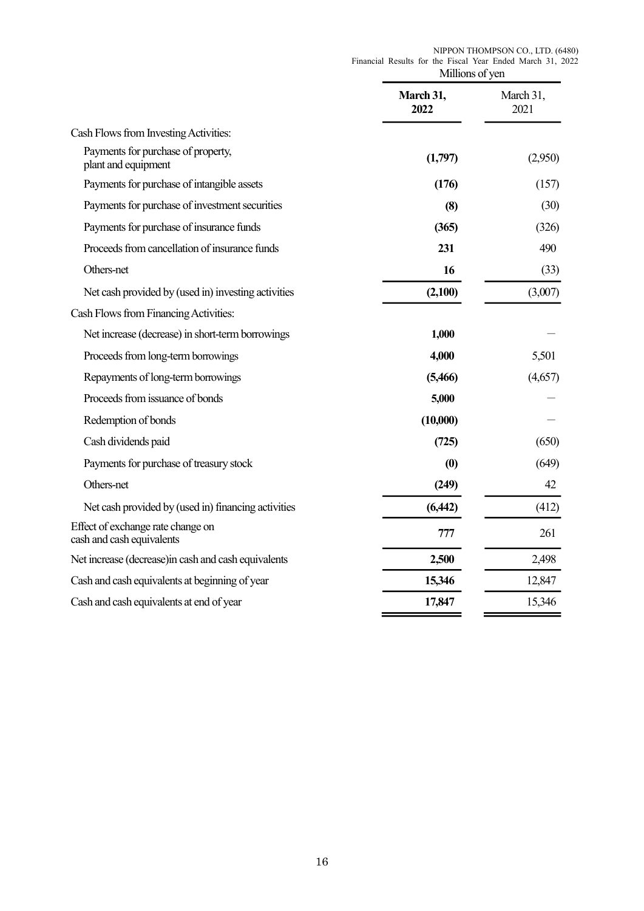| | Millions of yen | |
|---|---|---|
| | **March 31, 2022** | March 31, 2021 |
| Cash Flows from Investing Activities: | | |
| Payments for purchase of property, plant and equipment | **(1,797)** | (2,950) |
| Payments for purchase of intangible assets | **(176)** | (157) |
| Payments for purchase of investment securities | **(8)** | (30) |
| Payments for purchase of insurance funds | **(365)** | (326) |
| Proceeds from cancellation of insurance funds | **231** | 490 |
| Others-net | **16** | (33) |
| Net cash provided by (used in) investing activities | **(2,100)** | (3,007) |
| Cash Flows from Financing Activities: | | |
| Net increase (decrease) in short-term borrowings | **1,000** | ― |
| Proceeds from long-term borrowings | **4,000** | 5,501 |
| Repayments of long-term borrowings | **(5,466)** | (4,657) |
| Proceeds from issuance of bonds | **5,000** | ― |
| Redemption of bonds | **(10,000)** | ― |
| Cash dividends paid | **(725)** | (650) |
| Payments for purchase of treasury stock | **(0)** | (649) |
| Others-net | **(249)** | 42 |
| Net cash provided by (used in) financing activities | **(6,442)** | (412) |
| Effect of exchange rate change on cash and cash equivalents | **777** | 261 |
| Net increase (decrease)in cash and cash equivalents | **2,500** | 2,498 |
| Cash and cash equivalents at beginning of year | **15,346** | 12,847 |
| Cash and cash equivalents at end of year | **17,847** | 15,346 |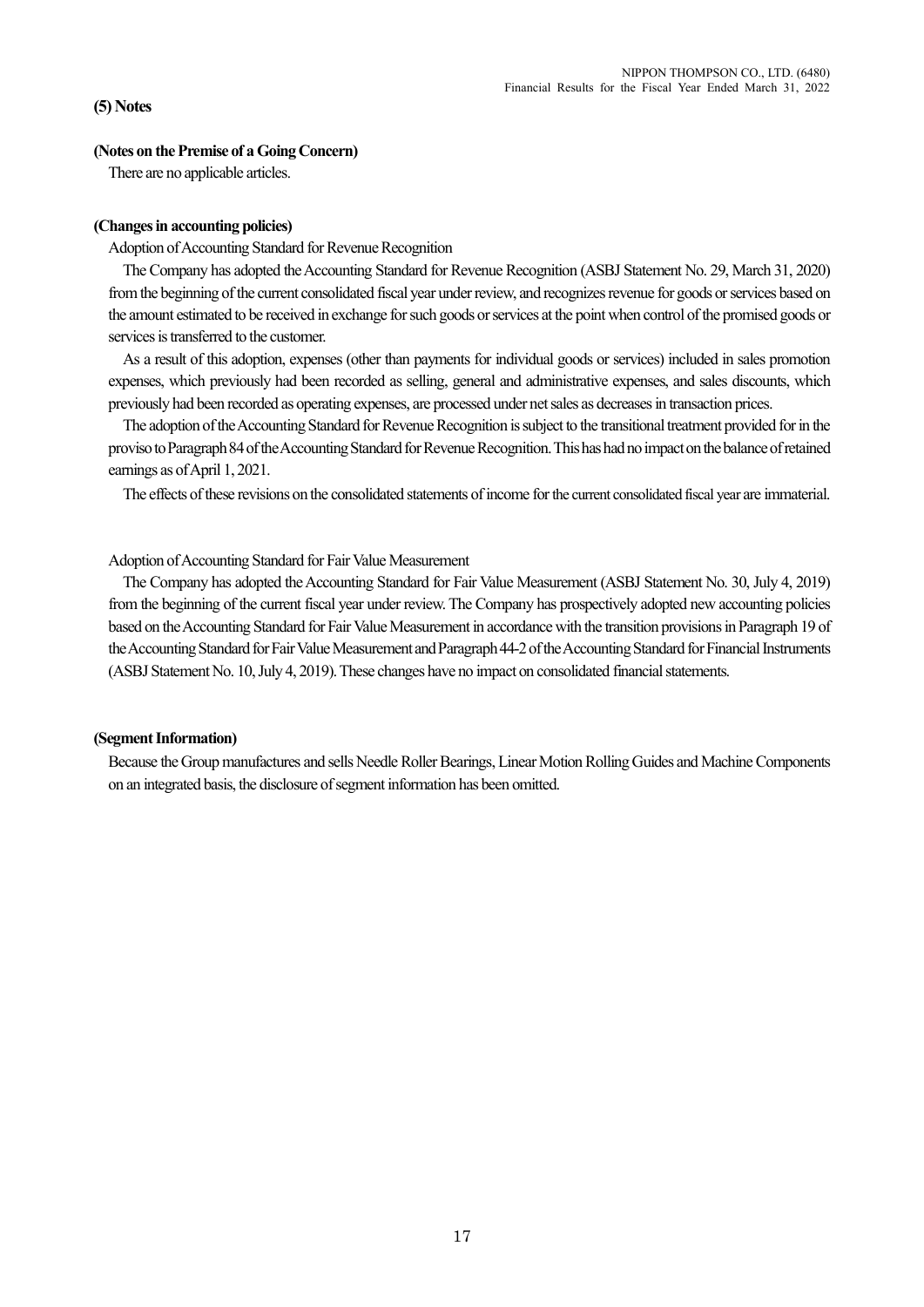## (5) Notes

### (Notes on the Premise of a Going Concern)

There are no applicable articles.

### (Changes in accounting policies)

Adoption of Accounting Standard for Revenue Recognition

The Company has adopted the Accounting Standard for Revenue Recognition (ASBJ Statement No. 29, March 31, 2020) from the beginning of the current consolidated fiscal year under review, and recognizes revenue for goods or services based on the amount estimated to be received in exchange for such goods or services at the point when control of the promised goods or services is transferred to the customer.

As a result of this adoption, expenses (other than payments for individual goods or services) included in sales promotion expenses, which previously had been recorded as selling, general and administrative expenses, and sales discounts, which previously had been recorded as operating expenses, are processed under net sales as decreases in transaction prices.

The adoption of the Accounting Standard for Revenue Recognition is subject to the transitional treatment provided for in the proviso to Paragraph 84 of the Accounting Standard for Revenue Recognition. This has had no impact on the balance of retained earnings as of April 1, 2021.

The effects of these revisions on the consolidated statements of income for the current consolidated fiscal year are immaterial.

Adoption of Accounting Standard for Fair Value Measurement

The Company has adopted the Accounting Standard for Fair Value Measurement (ASBJ Statement No. 30, July 4, 2019) from the beginning of the current fiscal year under review. The Company has prospectively adopted new accounting policies based on the Accounting Standard for Fair Value Measurement in accordance with the transition provisions in Paragraph 19 of the Accounting Standard for Fair Value Measurement and Paragraph 44-2 of the Accounting Standard for Financial Instruments (ASBJ Statement No. 10, July 4, 2019). These changes have no impact on consolidated financial statements.

### (Segment Information)

Because the Group manufactures and sells Needle Roller Bearings, Linear Motion Rolling Guides and Machine Components on an integrated basis, the disclosure of segment information has been omitted.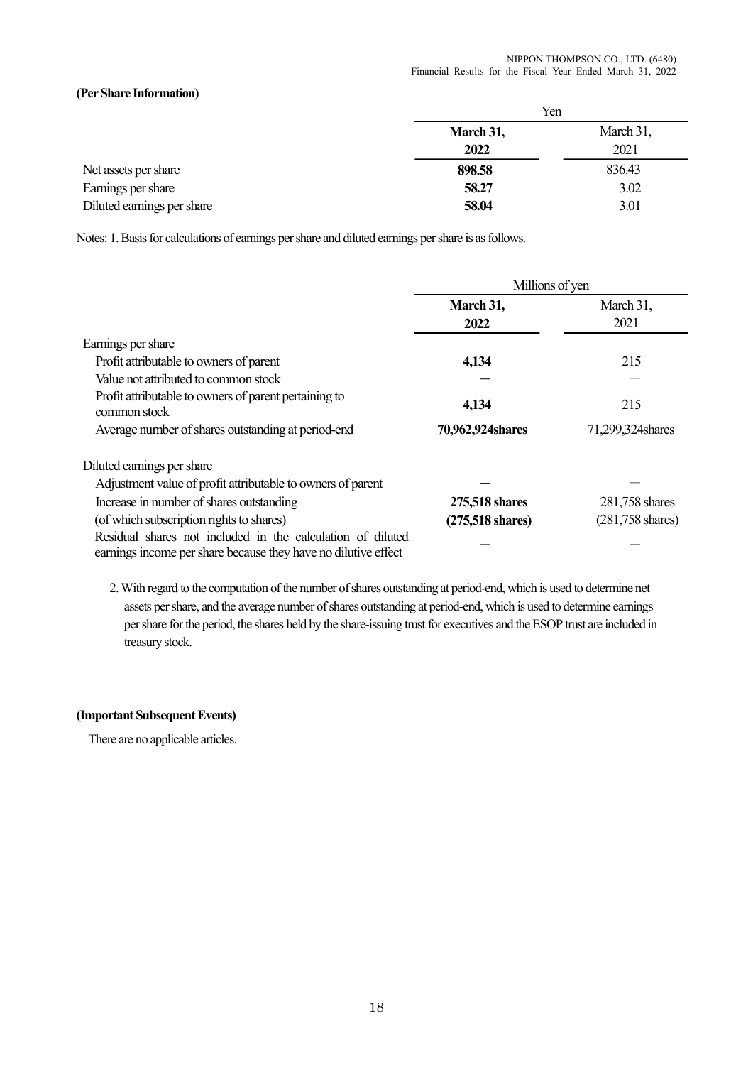**(Per Share Information)**

| | Yen | |
|---|---|---|
| | **March 31, 2022** | March 31, 2021 |
| Net assets per share | **898.58** | 836.43 |
| Earnings per share | **58.27** | 3.02 |
| Diluted earnings per share | **58.04** | 3.01 |

Notes: 1. Basis for calculations of earnings per share and diluted earnings per share is as follows.

| | Millions of yen | |
|---|---|---|
| | **March 31, 2022** | March 31, 2021 |
| Earnings per share | | |
| Profit attributable to owners of parent | **4,134** | 215 |
| Value not attributed to common stock | **—** | — |
| Profit attributable to owners of parent pertaining to common stock | **4,134** | 215 |
| Average number of shares outstanding at period-end | **70,962,924shares** | 71,299,324shares |
| Diluted earnings per share | | |
| Adjustment value of profit attributable to owners of parent | **—** | — |
| Increase in number of shares outstanding | **275,518 shares** | 281,758 shares |
| (of which subscription rights to shares) | **(275,518 shares)** | (281,758 shares) |
| Residual shares not included in the calculation of diluted earnings income per share because they have no dilutive effect | **—** | — |

2. With regard to the computation of the number of shares outstanding at period-end, which is used to determine net assets per share, and the average number of shares outstanding at period-end, which is used to determine earnings per share for the period, the shares held by the share-issuing trust for executives and the ESOP trust are included in treasury stock.

**(Important Subsequent Events)**

There are no applicable articles.